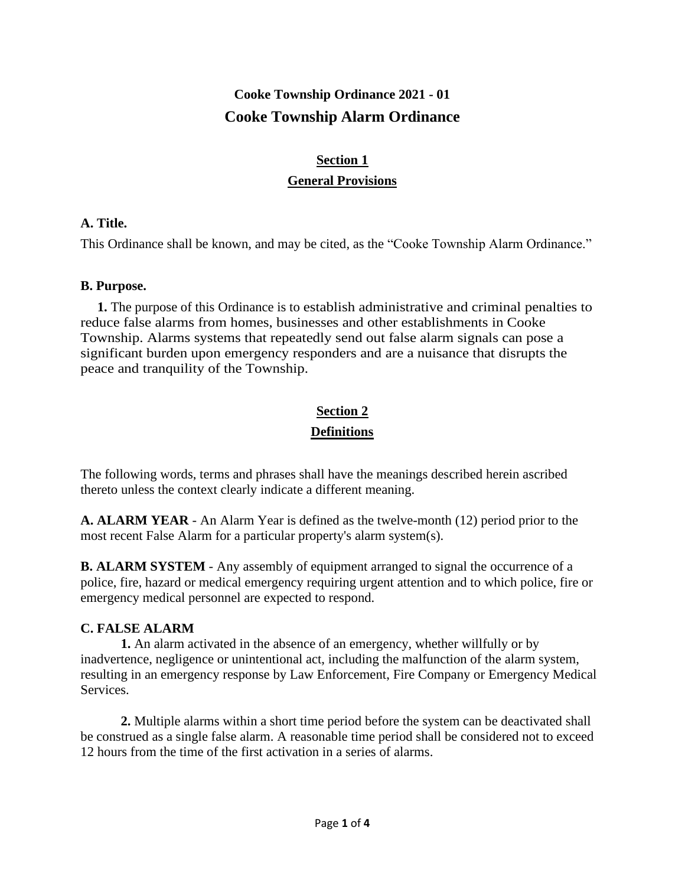# Cooke Township Ordinance 2021 - 01

# Cooke Township Alarm Ordinance

## Section 1

## General Provisions

**A. Title.**

This Ordinance shall be known, and may be cited, as the "Cooke Township Alarm Ordinance."

**B. Purpose.**

**1.** The purpose of this Ordinance is to establish administrative and criminal penalties to reduce false alarms from homes, businesses and other establishments in Cooke Township. Alarms systems that repeatedly send out false alarm signals can pose a significant burden upon emergency responders and are a nuisance that disrupts the peace and tranquility of the Township.

## Section 2

## Definitions

The following words, terms and phrases shall have the meanings described herein ascribed thereto unless the context clearly indicate a different meaning.

**A. ALARM YEAR** - An Alarm Year is defined as the twelve-month (12) period prior to the most recent False Alarm for a particular property's alarm system(s).

**B. ALARM SYSTEM** - Any assembly of equipment arranged to signal the occurrence of a police, fire, hazard or medical emergency requiring urgent attention and to which police, fire or emergency medical personnel are expected to respond.

**C. FALSE ALARM**

**1.** An alarm activated in the absence of an emergency, whether willfully or by inadvertence, negligence or unintentional act, including the malfunction of the alarm system, resulting in an emergency response by Law Enforcement, Fire Company or Emergency Medical Services.

**2.** Multiple alarms within a short time period before the system can be deactivated shall be construed as a single false alarm. A reasonable time period shall be considered not to exceed 12 hours from the time of the first activation in a series of alarms.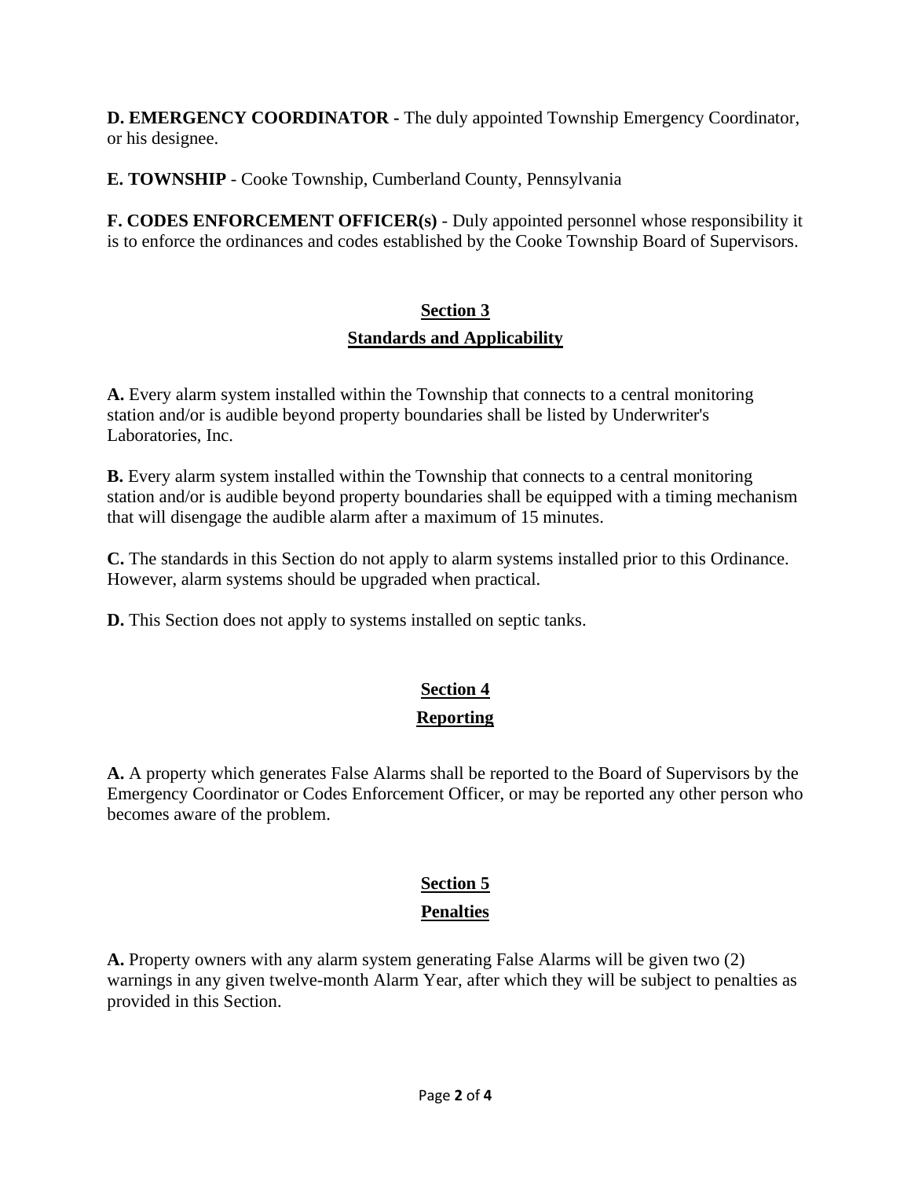**D. EMERGENCY COORDINATOR -** The duly appointed Township Emergency Coordinator, or his designee.

**E. TOWNSHIP** - Cooke Township, Cumberland County, Pennsylvania

**F. CODES ENFORCEMENT OFFICER(s)** - Duly appointed personnel whose responsibility it is to enforce the ordinances and codes established by the Cooke Township Board of Supervisors.

## Section 3

## Standards and Applicability

**A.** Every alarm system installed within the Township that connects to a central monitoring station and/or is audible beyond property boundaries shall be listed by Underwriter's Laboratories, Inc.

**B.** Every alarm system installed within the Township that connects to a central monitoring station and/or is audible beyond property boundaries shall be equipped with a timing mechanism that will disengage the audible alarm after a maximum of 15 minutes.

**C.** The standards in this Section do not apply to alarm systems installed prior to this Ordinance. However, alarm systems should be upgraded when practical.

**D.** This Section does not apply to systems installed on septic tanks.

## Section 4

## Reporting

**A.** A property which generates False Alarms shall be reported to the Board of Supervisors by the Emergency Coordinator or Codes Enforcement Officer, or may be reported any other person who becomes aware of the problem.

## Section 5

## Penalties

**A.** Property owners with any alarm system generating False Alarms will be given two (2) warnings in any given twelve-month Alarm Year, after which they will be subject to penalties as provided in this Section.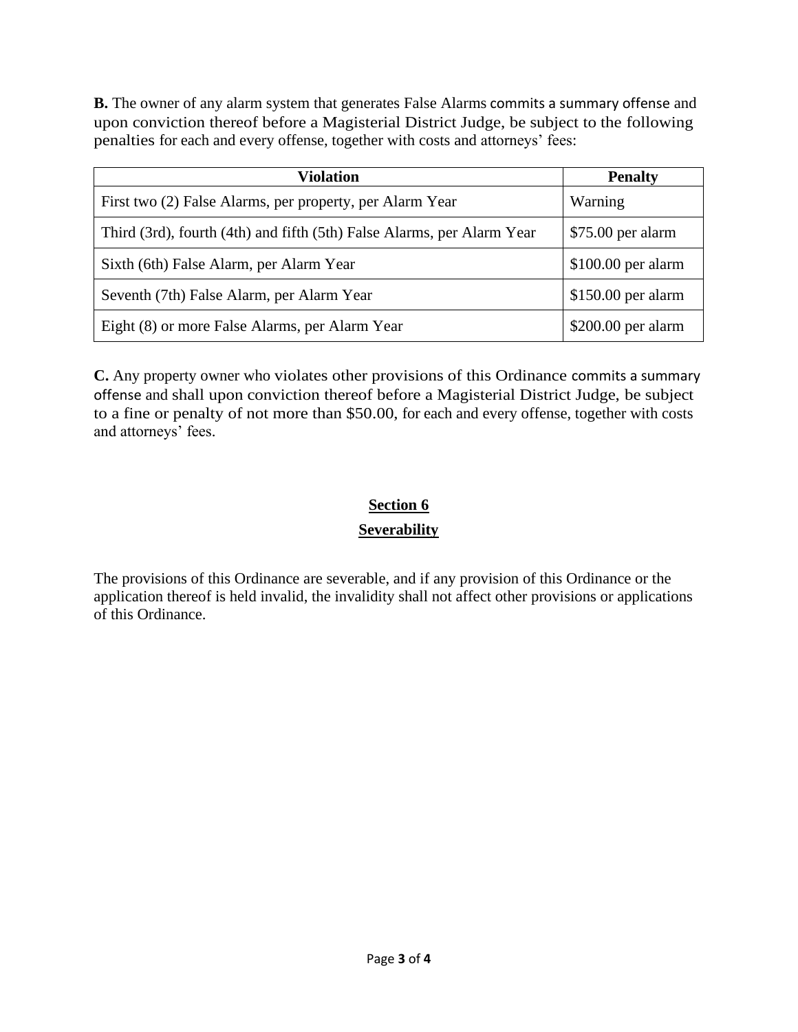**B.** The owner of any alarm system that generates False Alarms commits a summary offense and upon conviction thereof before a Magisterial District Judge, be subject to the following penalties for each and every offense, together with costs and attorneys' fees:

| Violation | Penalty |
|---|---|
| First two (2) False Alarms, per property, per Alarm Year | Warning |
| Third (3rd), fourth (4th) and fifth (5th) False Alarms, per Alarm Year | $75.00 per alarm |
| Sixth (6th) False Alarm, per Alarm Year | $100.00 per alarm |
| Seventh (7th) False Alarm, per Alarm Year | $150.00 per alarm |
| Eight (8) or more False Alarms, per Alarm Year | $200.00 per alarm |

**C.** Any property owner who violates other provisions of this Ordinance commits a summary offense and shall upon conviction thereof before a Magisterial District Judge, be subject to a fine or penalty of not more than $50.00, for each and every offense, together with costs and attorneys' fees.

## Section 6

## Severability

The provisions of this Ordinance are severable, and if any provision of this Ordinance or the application thereof is held invalid, the invalidity shall not affect other provisions or applications of this Ordinance.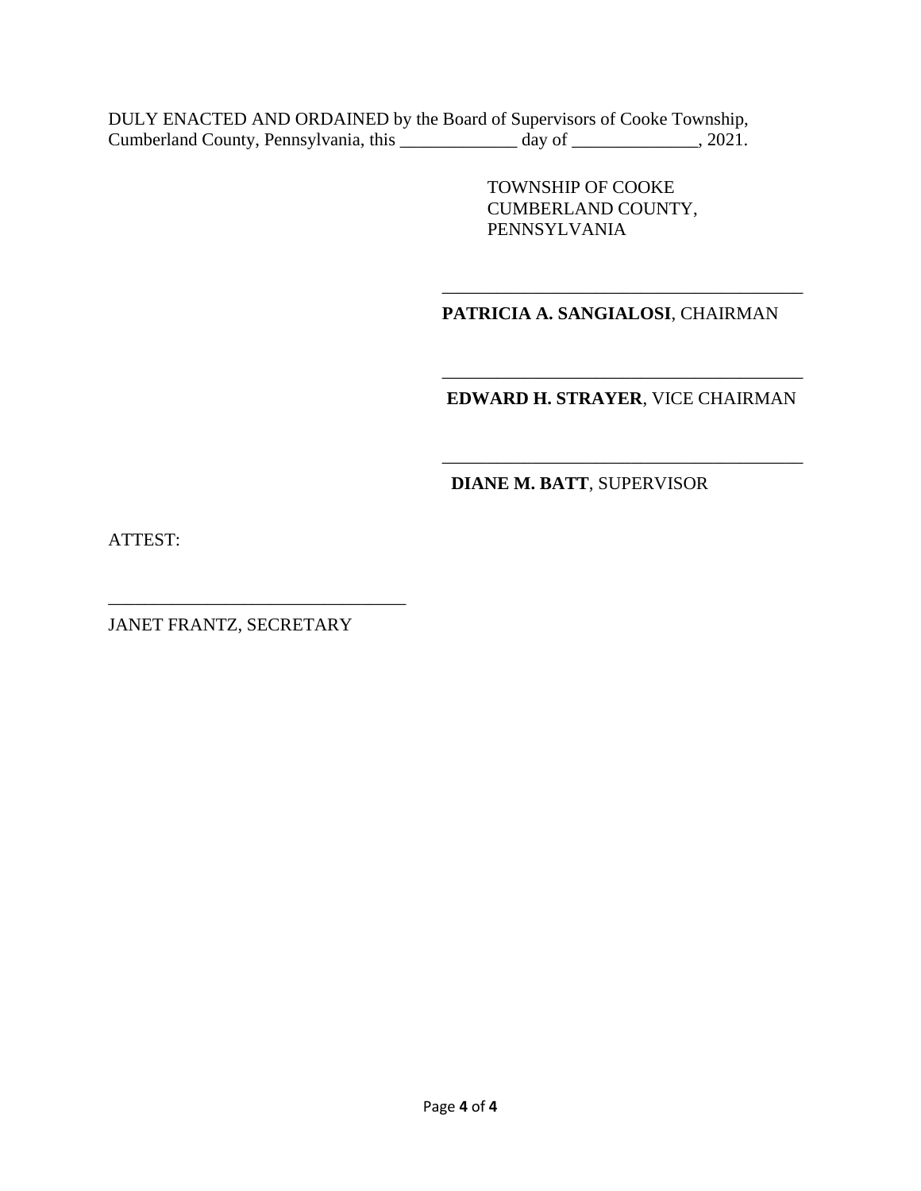DULY ENACTED AND ORDAINED by the Board of Supervisors of Cooke Township, Cumberland County, Pennsylvania, this _____________ day of ______________, 2021.

TOWNSHIP OF COOKE
CUMBERLAND COUNTY,
PENNSYLVANIA

_________________________________________

**PATRICIA A. SANGIALOSI**, CHAIRMAN

_________________________________________

**EDWARD H. STRAYER**, VICE CHAIRMAN

_________________________________________

**DIANE M. BATT**, SUPERVISOR

ATTEST:

__________________________________

JANET FRANTZ, SECRETARY